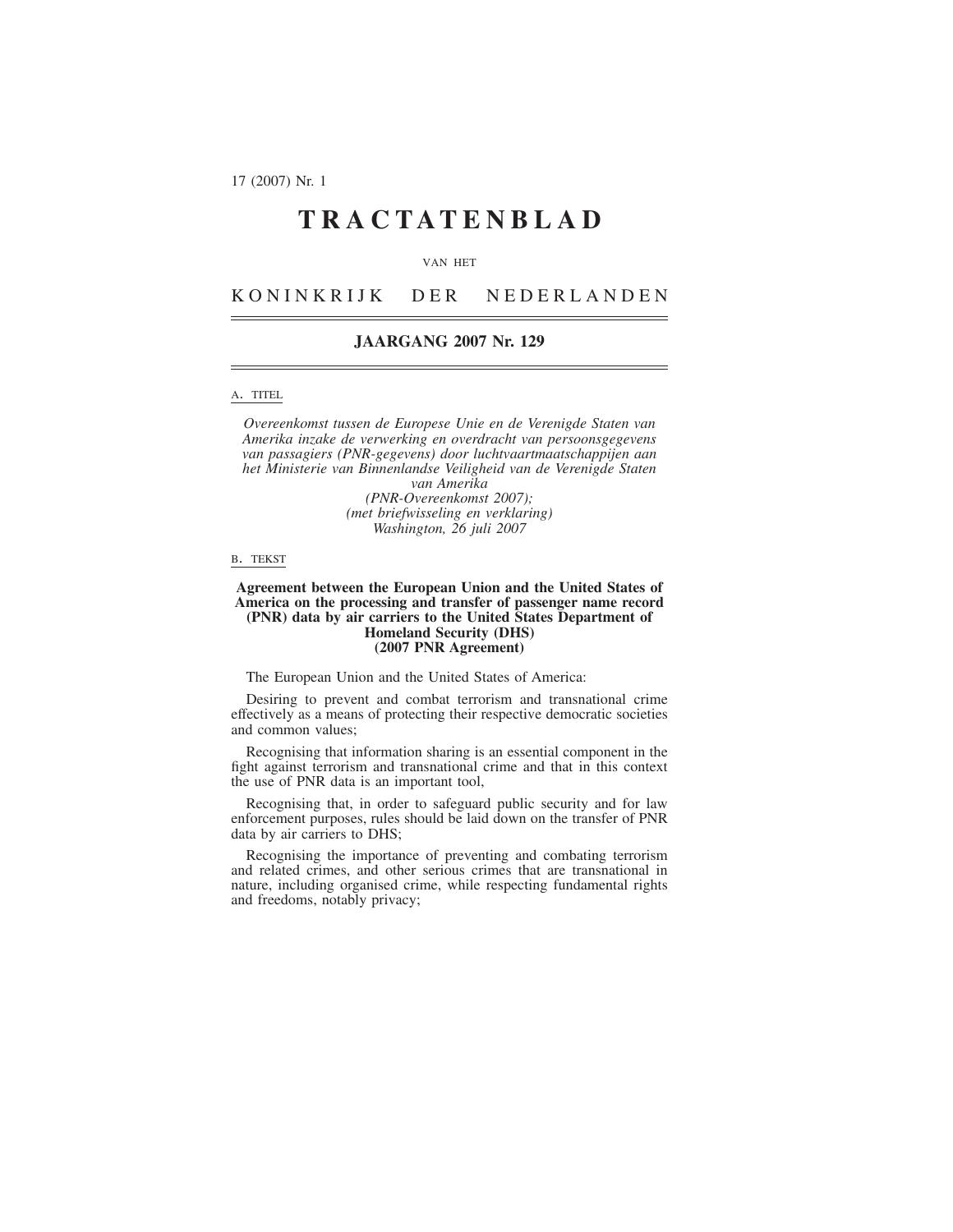# TRACTATENBLAD

VAN HET

## KONINKRIJK DER NEDERLANDEN

### JAARGANG 2007 Nr. 129

A. TITEL

*Overeenkomst tussen de Europese Unie en de Verenigde Staten van Amerika inzake de verwerking en overdracht van persoonsgegevens van passagiers (PNR-gegevens) door luchtvaartmaatschappijen aan het Ministerie van Binnenlandse Veiligheid van de Verenigde Staten van Amerika*
*(PNR-Overeenkomst 2007);*
*(met briefwisseling en verklaring)*
*Washington, 26 juli 2007*

B. TEKST

**Agreement between the European Union and the United States of America on the processing and transfer of passenger name record (PNR) data by air carriers to the United States Department of Homeland Security (DHS)**
**(2007 PNR Agreement)**

The European Union and the United States of America:

Desiring to prevent and combat terrorism and transnational crime effectively as a means of protecting their respective democratic societies and common values;

Recognising that information sharing is an essential component in the fight against terrorism and transnational crime and that in this context the use of PNR data is an important tool,

Recognising that, in order to safeguard public security and for law enforcement purposes, rules should be laid down on the transfer of PNR data by air carriers to DHS;

Recognising the importance of preventing and combating terrorism and related crimes, and other serious crimes that are transnational in nature, including organised crime, while respecting fundamental rights and freedoms, notably privacy;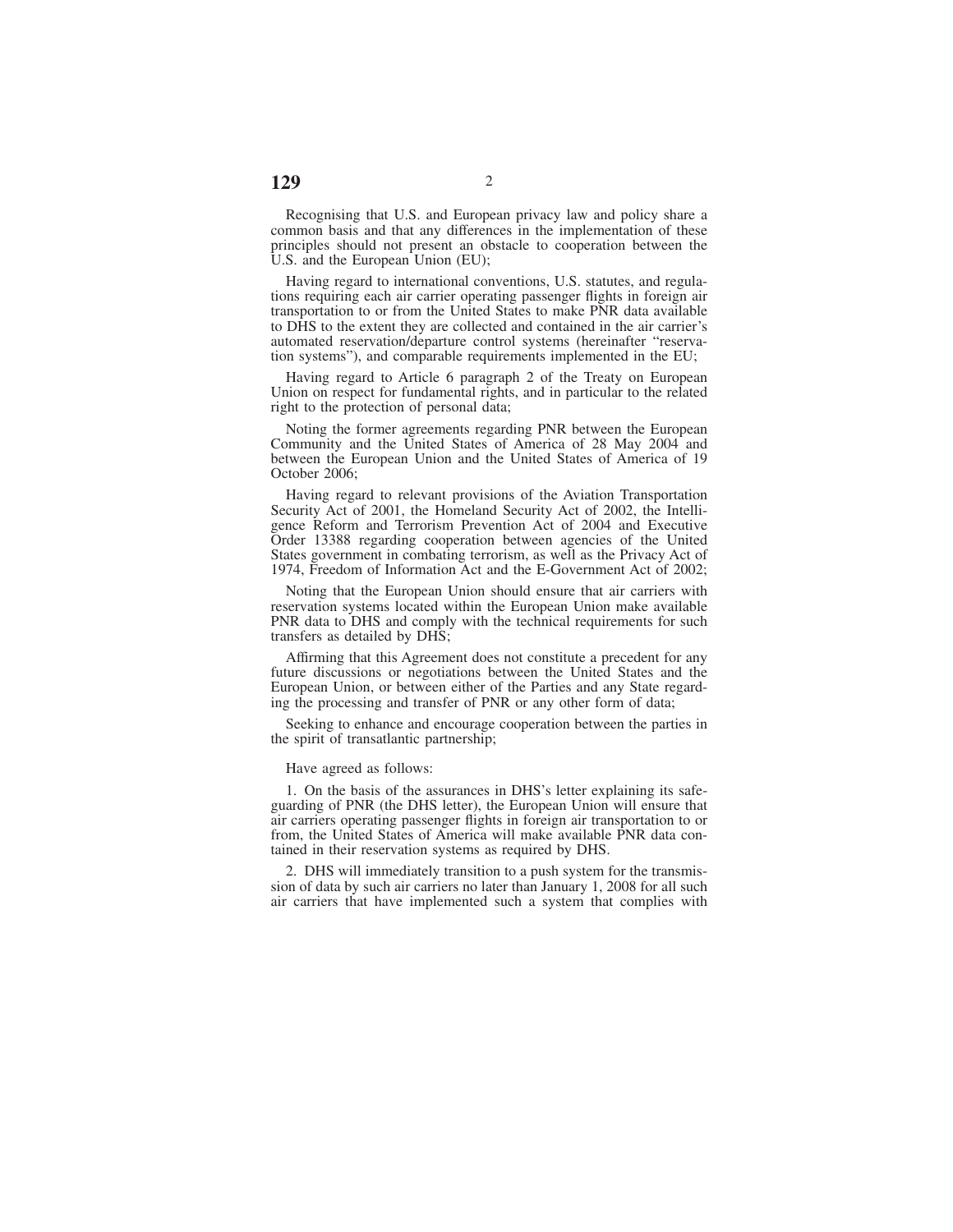Recognising that U.S. and European privacy law and policy share a common basis and that any differences in the implementation of these principles should not present an obstacle to cooperation between the U.S. and the European Union (EU);

Having regard to international conventions, U.S. statutes, and regulations requiring each air carrier operating passenger flights in foreign air transportation to or from the United States to make PNR data available to DHS to the extent they are collected and contained in the air carrier's automated reservation/departure control systems (hereinafter "reservation systems"), and comparable requirements implemented in the EU;

Having regard to Article 6 paragraph 2 of the Treaty on European Union on respect for fundamental rights, and in particular to the related right to the protection of personal data;

Noting the former agreements regarding PNR between the European Community and the United States of America of 28 May 2004 and between the European Union and the United States of America of 19 October 2006;

Having regard to relevant provisions of the Aviation Transportation Security Act of 2001, the Homeland Security Act of 2002, the Intelligence Reform and Terrorism Prevention Act of 2004 and Executive Order 13388 regarding cooperation between agencies of the United States government in combating terrorism, as well as the Privacy Act of 1974, Freedom of Information Act and the E-Government Act of 2002;

Noting that the European Union should ensure that air carriers with reservation systems located within the European Union make available PNR data to DHS and comply with the technical requirements for such transfers as detailed by DHS;

Affirming that this Agreement does not constitute a precedent for any future discussions or negotiations between the United States and the European Union, or between either of the Parties and any State regarding the processing and transfer of PNR or any other form of data;

Seeking to enhance and encourage cooperation between the parties in the spirit of transatlantic partnership;

Have agreed as follows:

1. On the basis of the assurances in DHS's letter explaining its safeguarding of PNR (the DHS letter), the European Union will ensure that air carriers operating passenger flights in foreign air transportation to or from, the United States of America will make available PNR data contained in their reservation systems as required by DHS.

2. DHS will immediately transition to a push system for the transmission of data by such air carriers no later than January 1, 2008 for all such air carriers that have implemented such a system that complies with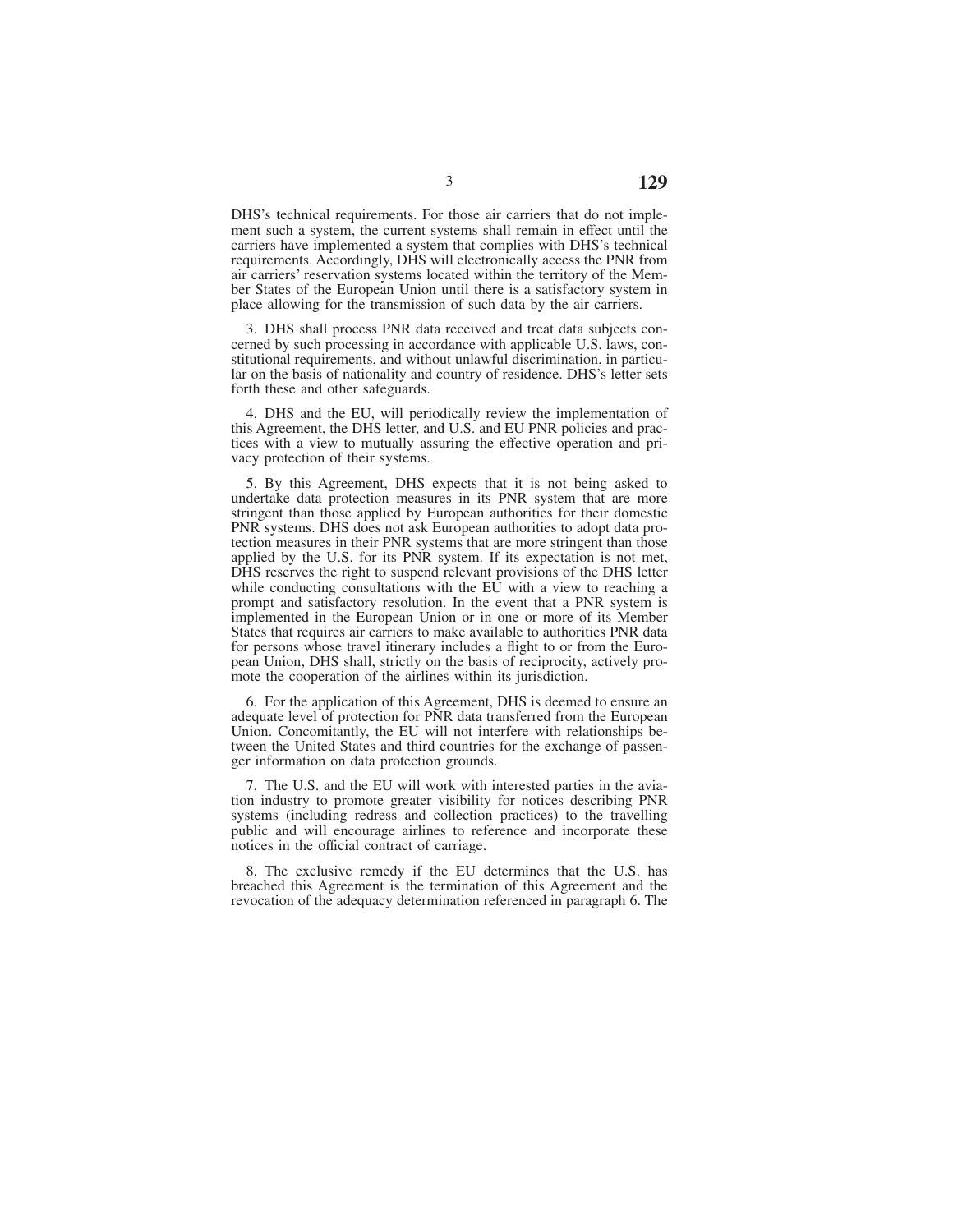DHS's technical requirements. For those air carriers that do not implement such a system, the current systems shall remain in effect until the carriers have implemented a system that complies with DHS's technical requirements. Accordingly, DHS will electronically access the PNR from air carriers' reservation systems located within the territory of the Member States of the European Union until there is a satisfactory system in place allowing for the transmission of such data by the air carriers.

3. DHS shall process PNR data received and treat data subjects concerned by such processing in accordance with applicable U.S. laws, constitutional requirements, and without unlawful discrimination, in particular on the basis of nationality and country of residence. DHS's letter sets forth these and other safeguards.

4. DHS and the EU, will periodically review the implementation of this Agreement, the DHS letter, and U.S. and EU PNR policies and practices with a view to mutually assuring the effective operation and privacy protection of their systems.

5. By this Agreement, DHS expects that it is not being asked to undertake data protection measures in its PNR system that are more stringent than those applied by European authorities for their domestic PNR systems. DHS does not ask European authorities to adopt data protection measures in their PNR systems that are more stringent than those applied by the U.S. for its PNR system. If its expectation is not met, DHS reserves the right to suspend relevant provisions of the DHS letter while conducting consultations with the EU with a view to reaching a prompt and satisfactory resolution. In the event that a PNR system is implemented in the European Union or in one or more of its Member States that requires air carriers to make available to authorities PNR data for persons whose travel itinerary includes a flight to or from the European Union, DHS shall, strictly on the basis of reciprocity, actively promote the cooperation of the airlines within its jurisdiction.

6. For the application of this Agreement, DHS is deemed to ensure an adequate level of protection for PNR data transferred from the European Union. Concomitantly, the EU will not interfere with relationships between the United States and third countries for the exchange of passenger information on data protection grounds.

7. The U.S. and the EU will work with interested parties in the aviation industry to promote greater visibility for notices describing PNR systems (including redress and collection practices) to the travelling public and will encourage airlines to reference and incorporate these notices in the official contract of carriage.

8. The exclusive remedy if the EU determines that the U.S. has breached this Agreement is the termination of this Agreement and the revocation of the adequacy determination referenced in paragraph 6. The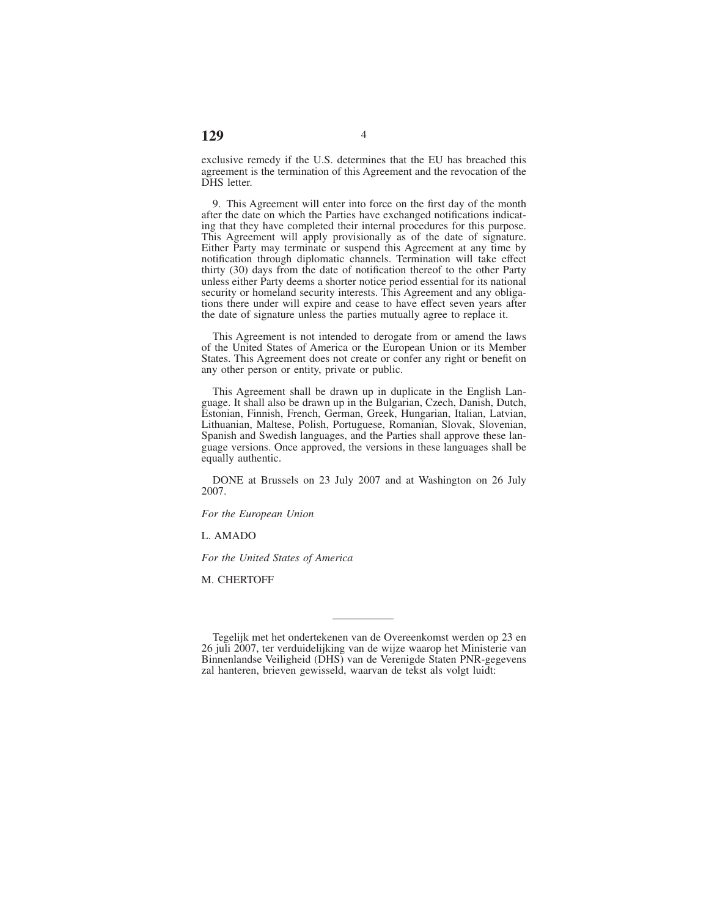exclusive remedy if the U.S. determines that the EU has breached this agreement is the termination of this Agreement and the revocation of the DHS letter.

9. This Agreement will enter into force on the first day of the month after the date on which the Parties have exchanged notifications indicating that they have completed their internal procedures for this purpose. This Agreement will apply provisionally as of the date of signature. Either Party may terminate or suspend this Agreement at any time by notification through diplomatic channels. Termination will take effect thirty (30) days from the date of notification thereof to the other Party unless either Party deems a shorter notice period essential for its national security or homeland security interests. This Agreement and any obligations there under will expire and cease to have effect seven years after the date of signature unless the parties mutually agree to replace it.

This Agreement is not intended to derogate from or amend the laws of the United States of America or the European Union or its Member States. This Agreement does not create or confer any right or benefit on any other person or entity, private or public.

This Agreement shall be drawn up in duplicate in the English Language. It shall also be drawn up in the Bulgarian, Czech, Danish, Dutch, Estonian, Finnish, French, German, Greek, Hungarian, Italian, Latvian, Lithuanian, Maltese, Polish, Portuguese, Romanian, Slovak, Slovenian, Spanish and Swedish languages, and the Parties shall approve these language versions. Once approved, the versions in these languages shall be equally authentic.

DONE at Brussels on 23 July 2007 and at Washington on 26 July 2007.

*For the European Union*

L. AMADO

*For the United States of America*

M. CHERTOFF

---

Tegelijk met het ondertekenen van de Overeenkomst werden op 23 en 26 juli 2007, ter verduidelijking van de wijze waarop het Ministerie van Binnenlandse Veiligheid (DHS) van de Verenigde Staten PNR-gegevens zal hanteren, brieven gewisseld, waarvan de tekst als volgt luidt: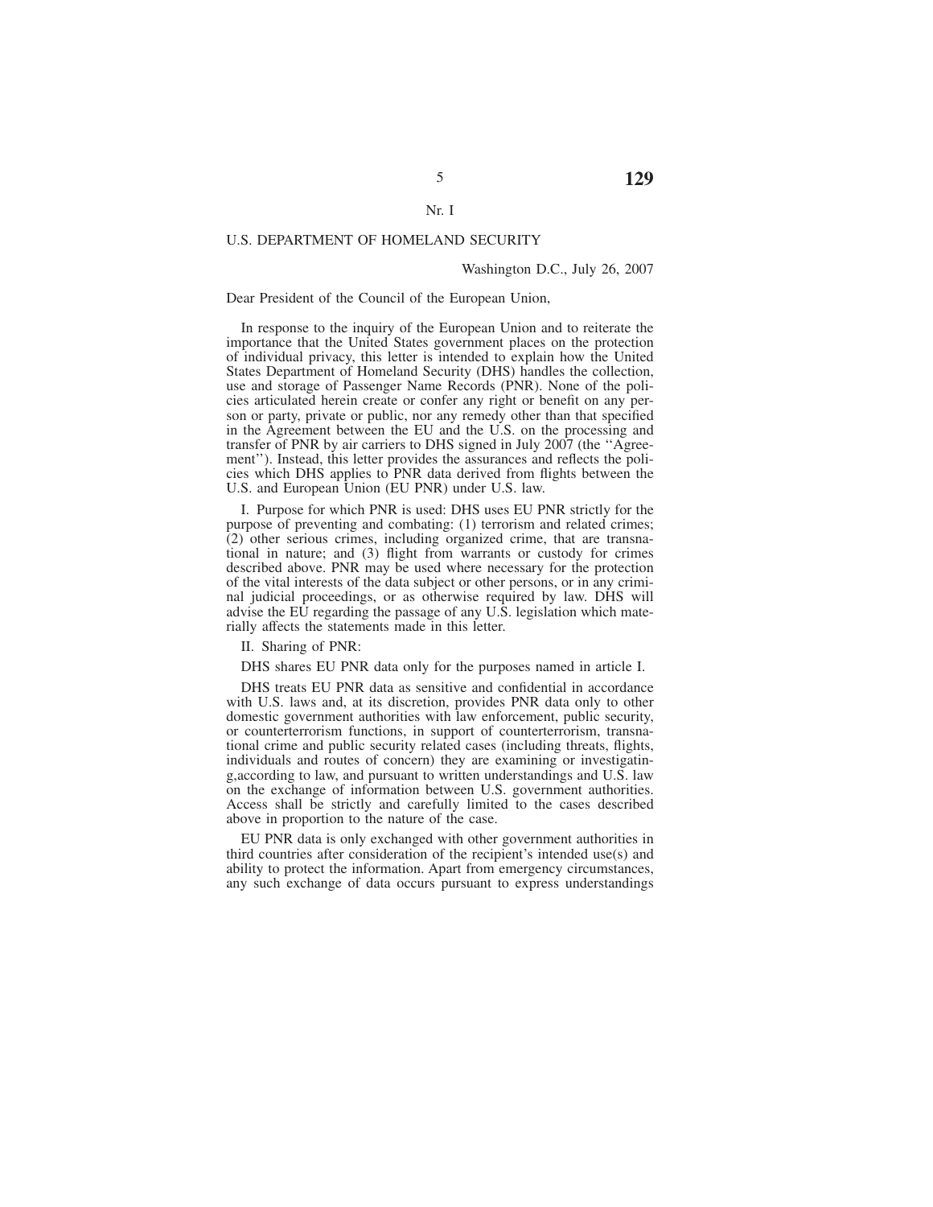Nr. I

U.S. DEPARTMENT OF HOMELAND SECURITY

Washington D.C., July 26, 2007

Dear President of the Council of the European Union,

In response to the inquiry of the European Union and to reiterate the importance that the United States government places on the protection of individual privacy, this letter is intended to explain how the United States Department of Homeland Security (DHS) handles the collection, use and storage of Passenger Name Records (PNR). None of the policies articulated herein create or confer any right or benefit on any person or party, private or public, nor any remedy other than that specified in the Agreement between the EU and the U.S. on the processing and transfer of PNR by air carriers to DHS signed in July 2007 (the ''Agreement''). Instead, this letter provides the assurances and reflects the policies which DHS applies to PNR data derived from flights between the U.S. and European Union (EU PNR) under U.S. law.

I. Purpose for which PNR is used: DHS uses EU PNR strictly for the purpose of preventing and combating: (1) terrorism and related crimes; (2) other serious crimes, including organized crime, that are transnational in nature; and (3) flight from warrants or custody for crimes described above. PNR may be used where necessary for the protection of the vital interests of the data subject or other persons, or in any criminal judicial proceedings, or as otherwise required by law. DHS will advise the EU regarding the passage of any U.S. legislation which materially affects the statements made in this letter.

II. Sharing of PNR:

DHS shares EU PNR data only for the purposes named in article I.

DHS treats EU PNR data as sensitive and confidential in accordance with U.S. laws and, at its discretion, provides PNR data only to other domestic government authorities with law enforcement, public security, or counterterrorism functions, in support of counterterrorism, transnational crime and public security related cases (including threats, flights, individuals and routes of concern) they are examining or investigating,according to law, and pursuant to written understandings and U.S. law on the exchange of information between U.S. government authorities. Access shall be strictly and carefully limited to the cases described above in proportion to the nature of the case.

EU PNR data is only exchanged with other government authorities in third countries after consideration of the recipient's intended use(s) and ability to protect the information. Apart from emergency circumstances, any such exchange of data occurs pursuant to express understandings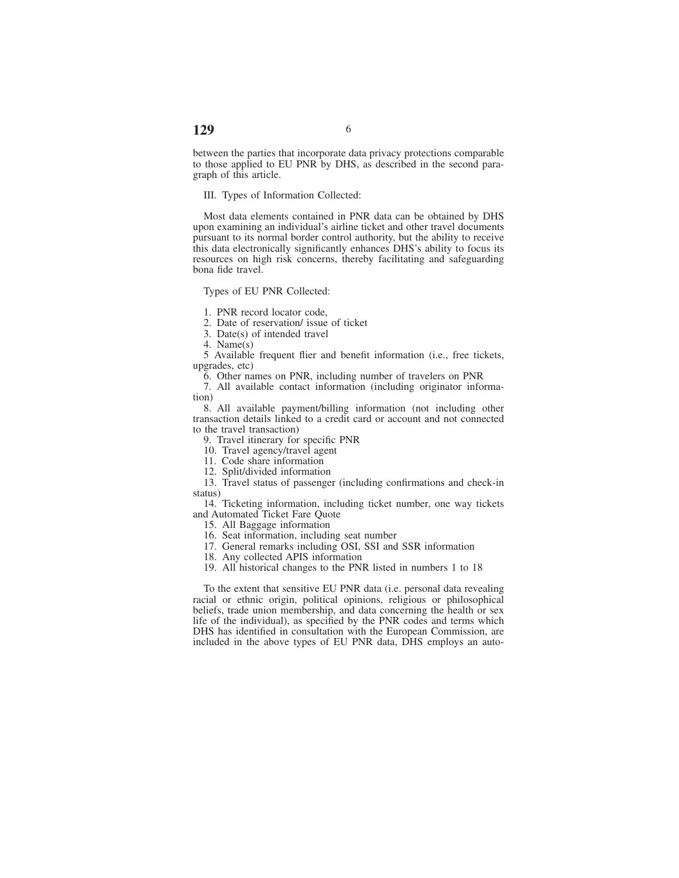between the parties that incorporate data privacy protections comparable to those applied to EU PNR by DHS, as described in the second paragraph of this article.

III. Types of Information Collected:

Most data elements contained in PNR data can be obtained by DHS upon examining an individual's airline ticket and other travel documents pursuant to its normal border control authority, but the ability to receive this data electronically significantly enhances DHS's ability to focus its resources on high risk concerns, thereby facilitating and safeguarding bona fide travel.

Types of EU PNR Collected:

1. PNR record locator code,
2. Date of reservation/ issue of ticket
3. Date(s) of intended travel
4. Name(s)
5 Available frequent flier and benefit information (i.e., free tickets, upgrades, etc)
6. Other names on PNR, including number of travelers on PNR
7. All available contact information (including originator information)
8. All available payment/billing information (not including other transaction details linked to a credit card or account and not connected to the travel transaction)
9. Travel itinerary for specific PNR
10. Travel agency/travel agent
11. Code share information
12. Split/divided information
13. Travel status of passenger (including confirmations and check-in status)
14. Ticketing information, including ticket number, one way tickets and Automated Ticket Fare Quote
15. All Baggage information
16. Seat information, including seat number
17. General remarks including OSI, SSI and SSR information
18. Any collected APIS information
19. All historical changes to the PNR listed in numbers 1 to 18

To the extent that sensitive EU PNR data (i.e. personal data revealing racial or ethnic origin, political opinions, religious or philosophical beliefs, trade union membership, and data concerning the health or sex life of the individual), as specified by the PNR codes and terms which DHS has identified in consultation with the European Commission, are included in the above types of EU PNR data, DHS employs an auto-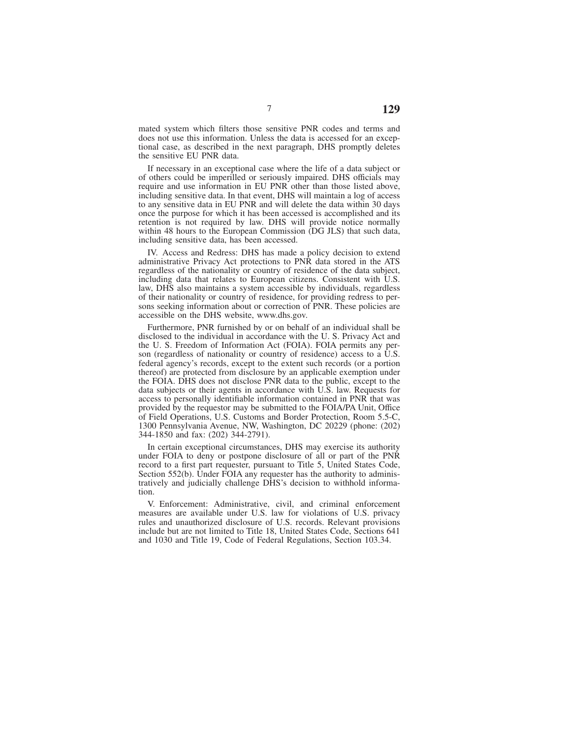mated system which filters those sensitive PNR codes and terms and does not use this information. Unless the data is accessed for an exceptional case, as described in the next paragraph, DHS promptly deletes the sensitive EU PNR data.

If necessary in an exceptional case where the life of a data subject or of others could be imperilled or seriously impaired. DHS officials may require and use information in EU PNR other than those listed above, including sensitive data. In that event, DHS will maintain a log of access to any sensitive data in EU PNR and will delete the data within 30 days once the purpose for which it has been accessed is accomplished and its retention is not required by law. DHS will provide notice normally within 48 hours to the European Commission (DG JLS) that such data, including sensitive data, has been accessed.

IV. Access and Redress: DHS has made a policy decision to extend administrative Privacy Act protections to PNR data stored in the ATS regardless of the nationality or country of residence of the data subject, including data that relates to European citizens. Consistent with U.S. law, DHS also maintains a system accessible by individuals, regardless of their nationality or country of residence, for providing redress to persons seeking information about or correction of PNR. These policies are accessible on the DHS website, www.dhs.gov.

Furthermore, PNR furnished by or on behalf of an individual shall be disclosed to the individual in accordance with the U. S. Privacy Act and the U. S. Freedom of Information Act (FOIA). FOIA permits any person (regardless of nationality or country of residence) access to a U.S. federal agency's records, except to the extent such records (or a portion thereof) are protected from disclosure by an applicable exemption under the FOIA. DHS does not disclose PNR data to the public, except to the data subjects or their agents in accordance with U.S. law. Requests for access to personally identifiable information contained in PNR that was provided by the requestor may be submitted to the FOIA/PA Unit, Office of Field Operations, U.S. Customs and Border Protection, Room 5.5-C, 1300 Pennsylvania Avenue, NW, Washington, DC 20229 (phone: (202) 344-1850 and fax: (202) 344-2791).

In certain exceptional circumstances, DHS may exercise its authority under FOIA to deny or postpone disclosure of all or part of the PNR record to a first part requester, pursuant to Title 5, United States Code, Section 552(b). Under FOIA any requester has the authority to administratively and judicially challenge DHS's decision to withhold information.

V. Enforcement: Administrative, civil, and criminal enforcement measures are available under U.S. law for violations of U.S. privacy rules and unauthorized disclosure of U.S. records. Relevant provisions include but are not limited to Title 18, United States Code, Sections 641 and 1030 and Title 19, Code of Federal Regulations, Section 103.34.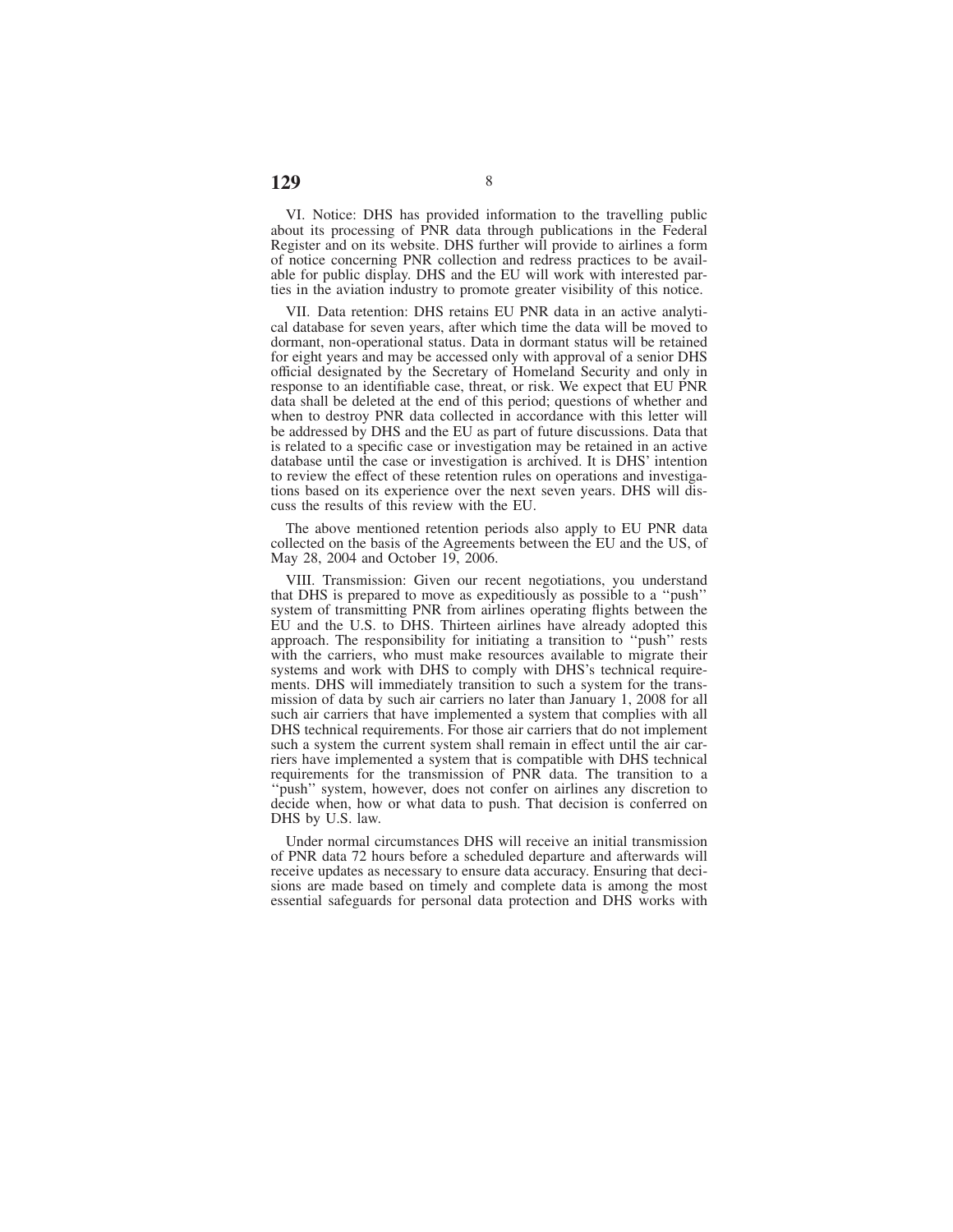VI. Notice: DHS has provided information to the travelling public about its processing of PNR data through publications in the Federal Register and on its website. DHS further will provide to airlines a form of notice concerning PNR collection and redress practices to be available for public display. DHS and the EU will work with interested parties in the aviation industry to promote greater visibility of this notice.

VII. Data retention: DHS retains EU PNR data in an active analytical database for seven years, after which time the data will be moved to dormant, non-operational status. Data in dormant status will be retained for eight years and may be accessed only with approval of a senior DHS official designated by the Secretary of Homeland Security and only in response to an identifiable case, threat, or risk. We expect that EU PNR data shall be deleted at the end of this period; questions of whether and when to destroy PNR data collected in accordance with this letter will be addressed by DHS and the EU as part of future discussions. Data that is related to a specific case or investigation may be retained in an active database until the case or investigation is archived. It is DHS' intention to review the effect of these retention rules on operations and investigations based on its experience over the next seven years. DHS will discuss the results of this review with the EU.

The above mentioned retention periods also apply to EU PNR data collected on the basis of the Agreements between the EU and the US, of May 28, 2004 and October 19, 2006.

VIII. Transmission: Given our recent negotiations, you understand that DHS is prepared to move as expeditiously as possible to a ''push'' system of transmitting PNR from airlines operating flights between the EU and the U.S. to DHS. Thirteen airlines have already adopted this approach. The responsibility for initiating a transition to ''push'' rests with the carriers, who must make resources available to migrate their systems and work with DHS to comply with DHS's technical requirements. DHS will immediately transition to such a system for the transmission of data by such air carriers no later than January 1, 2008 for all such air carriers that have implemented a system that complies with all DHS technical requirements. For those air carriers that do not implement such a system the current system shall remain in effect until the air carriers have implemented a system that is compatible with DHS technical requirements for the transmission of PNR data. The transition to a ''push'' system, however, does not confer on airlines any discretion to decide when, how or what data to push. That decision is conferred on DHS by U.S. law.

Under normal circumstances DHS will receive an initial transmission of PNR data 72 hours before a scheduled departure and afterwards will receive updates as necessary to ensure data accuracy. Ensuring that decisions are made based on timely and complete data is among the most essential safeguards for personal data protection and DHS works with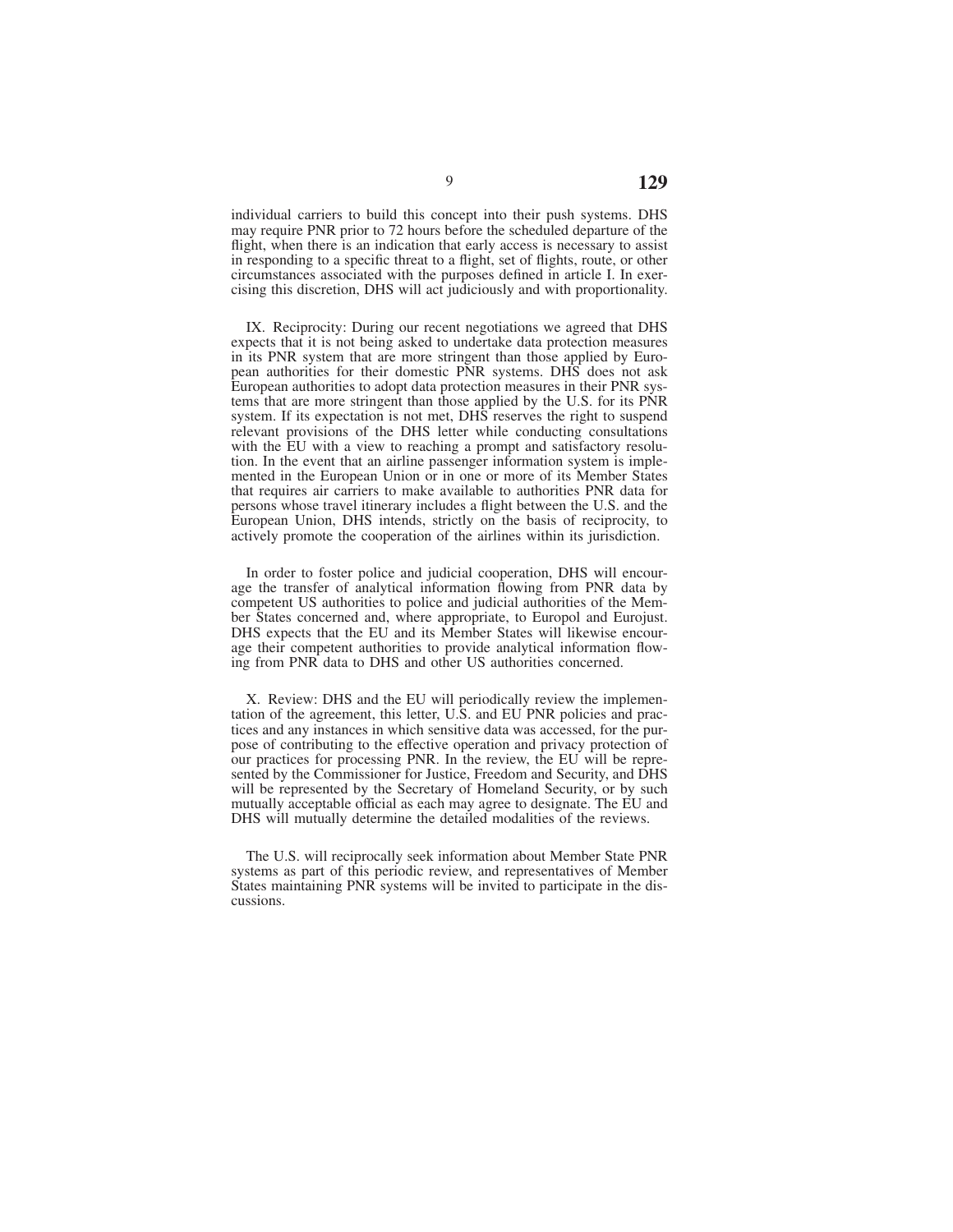individual carriers to build this concept into their push systems. DHS may require PNR prior to 72 hours before the scheduled departure of the flight, when there is an indication that early access is necessary to assist in responding to a specific threat to a flight, set of flights, route, or other circumstances associated with the purposes defined in article I. In exercising this discretion, DHS will act judiciously and with proportionality.

IX. Reciprocity: During our recent negotiations we agreed that DHS expects that it is not being asked to undertake data protection measures in its PNR system that are more stringent than those applied by European authorities for their domestic PNR systems. DHS does not ask European authorities to adopt data protection measures in their PNR systems that are more stringent than those applied by the U.S. for its PNR system. If its expectation is not met, DHS reserves the right to suspend relevant provisions of the DHS letter while conducting consultations with the EU with a view to reaching a prompt and satisfactory resolution. In the event that an airline passenger information system is implemented in the European Union or in one or more of its Member States that requires air carriers to make available to authorities PNR data for persons whose travel itinerary includes a flight between the U.S. and the European Union, DHS intends, strictly on the basis of reciprocity, to actively promote the cooperation of the airlines within its jurisdiction.

In order to foster police and judicial cooperation, DHS will encourage the transfer of analytical information flowing from PNR data by competent US authorities to police and judicial authorities of the Member States concerned and, where appropriate, to Europol and Eurojust. DHS expects that the EU and its Member States will likewise encourage their competent authorities to provide analytical information flowing from PNR data to DHS and other US authorities concerned.

X. Review: DHS and the EU will periodically review the implementation of the agreement, this letter, U.S. and EU PNR policies and practices and any instances in which sensitive data was accessed, for the purpose of contributing to the effective operation and privacy protection of our practices for processing PNR. In the review, the EU will be represented by the Commissioner for Justice, Freedom and Security, and DHS will be represented by the Secretary of Homeland Security, or by such mutually acceptable official as each may agree to designate. The EU and DHS will mutually determine the detailed modalities of the reviews.

The U.S. will reciprocally seek information about Member State PNR systems as part of this periodic review, and representatives of Member States maintaining PNR systems will be invited to participate in the discussions.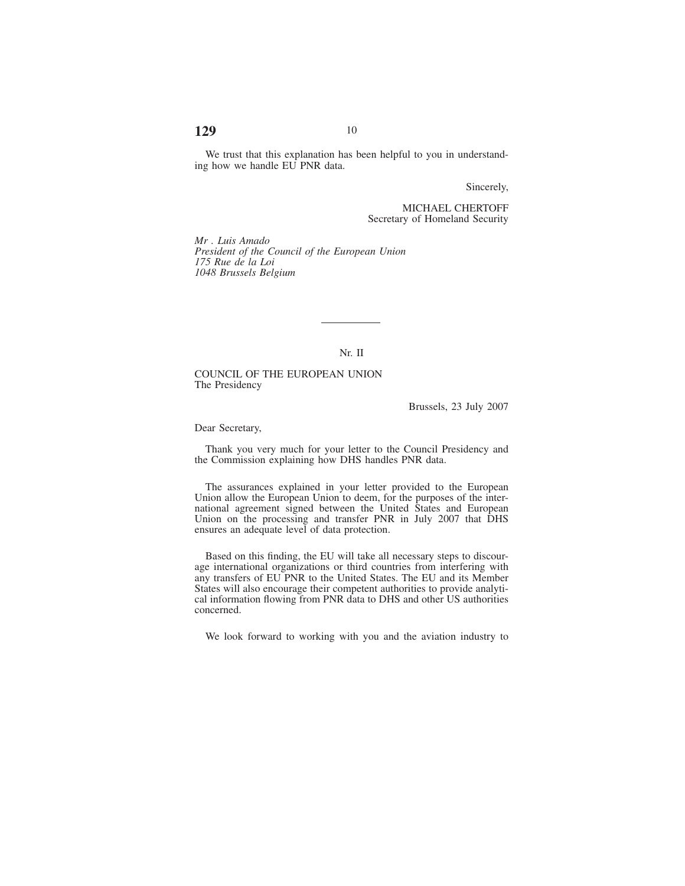We trust that this explanation has been helpful to you in understanding how we handle EU PNR data.

Sincerely,

MICHAEL CHERTOFF
Secretary of Homeland Security

*Mr . Luis Amado*
*President of the Council of the European Union*
*175 Rue de la Loi*
*1048 Brussels Belgium*

---

Nr. II

COUNCIL OF THE EUROPEAN UNION
The Presidency

Brussels, 23 July 2007

Dear Secretary,

Thank you very much for your letter to the Council Presidency and the Commission explaining how DHS handles PNR data.

The assurances explained in your letter provided to the European Union allow the European Union to deem, for the purposes of the international agreement signed between the United States and European Union on the processing and transfer PNR in July 2007 that DHS ensures an adequate level of data protection.

Based on this finding, the EU will take all necessary steps to discourage international organizations or third countries from interfering with any transfers of EU PNR to the United States. The EU and its Member States will also encourage their competent authorities to provide analytical information flowing from PNR data to DHS and other US authorities concerned.

We look forward to working with you and the aviation industry to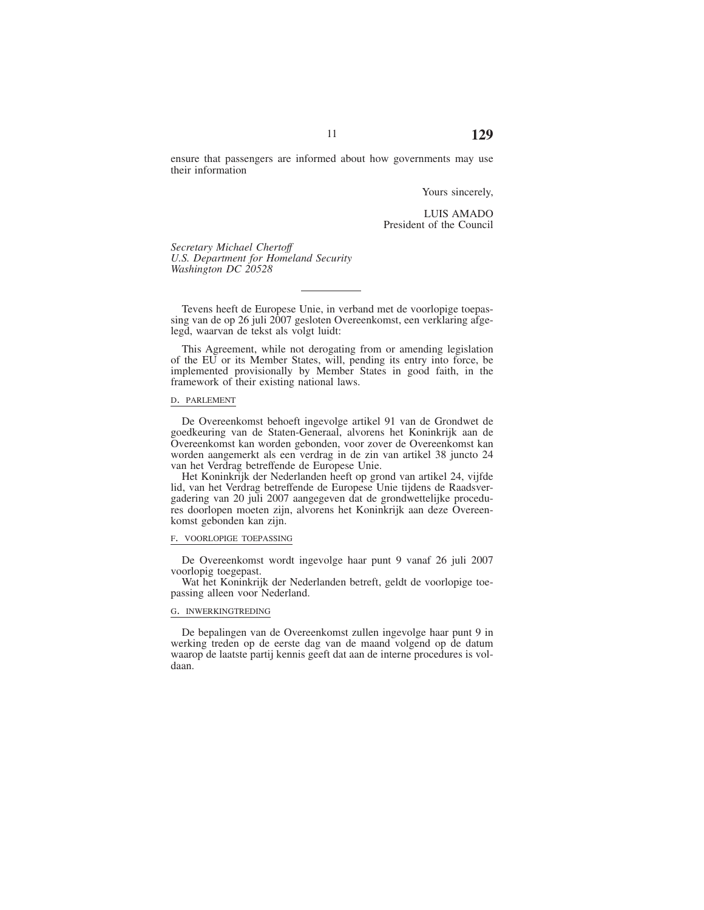ensure that passengers are informed about how governments may use their information

Yours sincerely,

LUIS AMADO
President of the Council

*Secretary Michael Chertoff*
*U.S. Department for Homeland Security*
*Washington DC 20528*

---

Tevens heeft de Europese Unie, in verband met de voorlopige toepassing van de op 26 juli 2007 gesloten Overeenkomst, een verklaring afgelegd, waarvan de tekst als volgt luidt:

This Agreement, while not derogating from or amending legislation of the EU or its Member States, will, pending its entry into force, be implemented provisionally by Member States in good faith, in the framework of their existing national laws.

### D. PARLEMENT

De Overeenkomst behoeft ingevolge artikel 91 van de Grondwet de goedkeuring van de Staten-Generaal, alvorens het Koninkrijk aan de Overeenkomst kan worden gebonden, voor zover de Overeenkomst kan worden aangemerkt als een verdrag in de zin van artikel 38 juncto 24 van het Verdrag betreffende de Europese Unie.

Het Koninkrijk der Nederlanden heeft op grond van artikel 24, vijfde lid, van het Verdrag betreffende de Europese Unie tijdens de Raadsvergadering van 20 juli 2007 aangegeven dat de grondwettelijke procedures doorlopen moeten zijn, alvorens het Koninkrijk aan deze Overeenkomst gebonden kan zijn.

### F. VOORLOPIGE TOEPASSING

De Overeenkomst wordt ingevolge haar punt 9 vanaf 26 juli 2007 voorlopig toegepast.

Wat het Koninkrijk der Nederlanden betreft, geldt de voorlopige toepassing alleen voor Nederland.

### G. INWERKINGTREDING

De bepalingen van de Overeenkomst zullen ingevolge haar punt 9 in werking treden op de eerste dag van de maand volgend op de datum waarop de laatste partij kennis geeft dat aan de interne procedures is voldaan.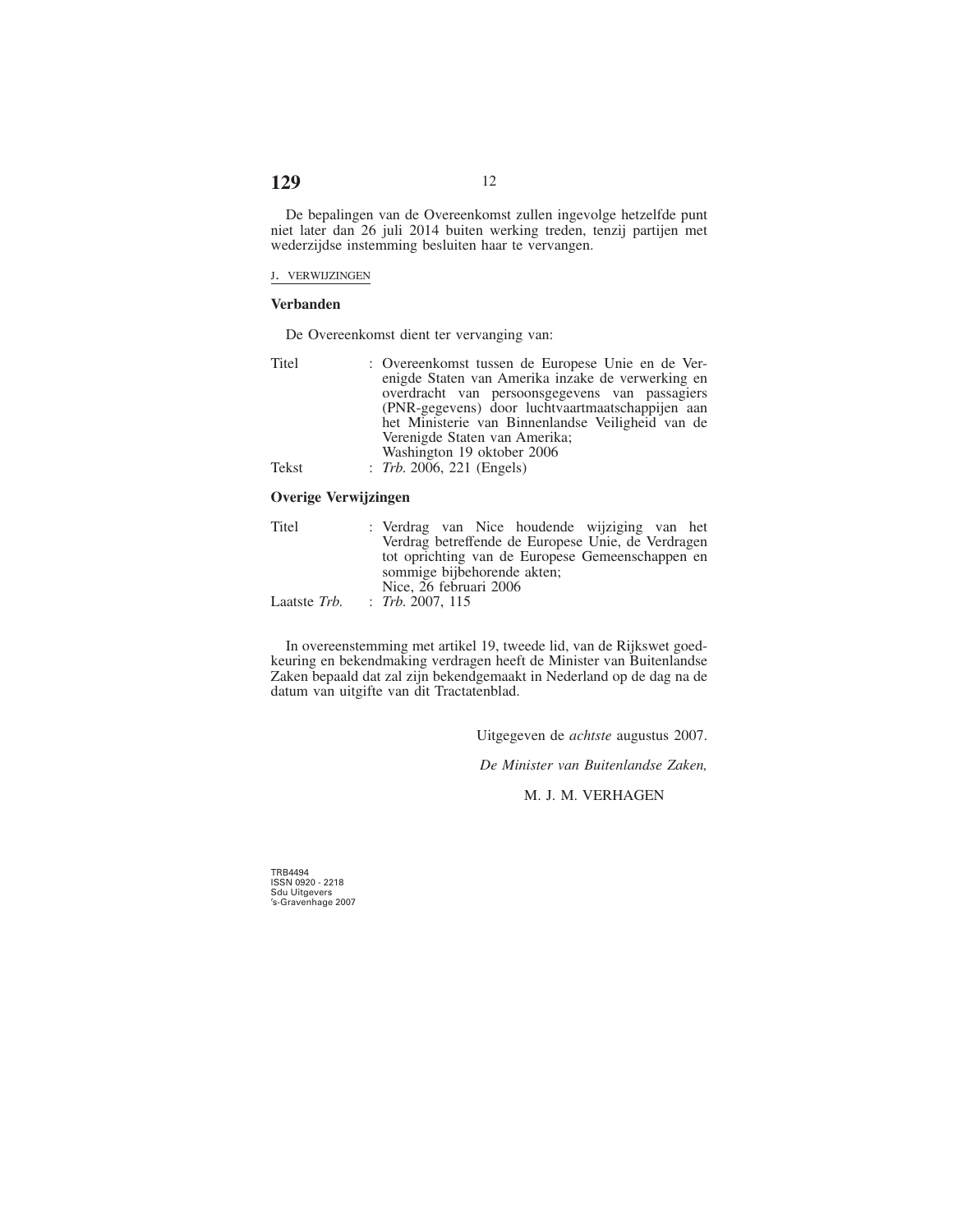De bepalingen van de Overeenkomst zullen ingevolge hetzelfde punt niet later dan 26 juli 2014 buiten werking treden, tenzij partijen met wederzijdse instemming besluiten haar te vervangen.

J. VERWIJZINGEN

**Verbanden**

De Overeenkomst dient ter vervanging van:

| | |
|---|---|
| Titel | : Overeenkomst tussen de Europese Unie en de Verenigde Staten van Amerika inzake de verwerking en overdracht van persoonsgegevens van passagiers (PNR-gegevens) door luchtvaartmaatschappijen aan het Ministerie van Binnenlandse Veiligheid van de Verenigde Staten van Amerika; Washington 19 oktober 2006 |
| Tekst | : *Trb.* 2006, 221 (Engels) |

**Overige Verwijzingen**

| | |
|---|---|
| Titel | : Verdrag van Nice houdende wijziging van het Verdrag betreffende de Europese Unie, de Verdragen tot oprichting van de Europese Gemeenschappen en sommige bijbehorende akten; Nice, 26 februari 2006 |
| Laatste *Trb.* | : *Trb.* 2007, 115 |

In overeenstemming met artikel 19, tweede lid, van de Rijkswet goedkeuring en bekendmaking verdragen heeft de Minister van Buitenlandse Zaken bepaald dat zal zijn bekendgemaakt in Nederland op de dag na de datum van uitgifte van dit Tractatenblad.

Uitgegeven de *achtste* augustus 2007.

*De Minister van Buitenlandse Zaken,*

M. J. M. VERHAGEN

TRB4494
ISSN 0920 - 2218
Sdu Uitgevers
's-Gravenhage 2007